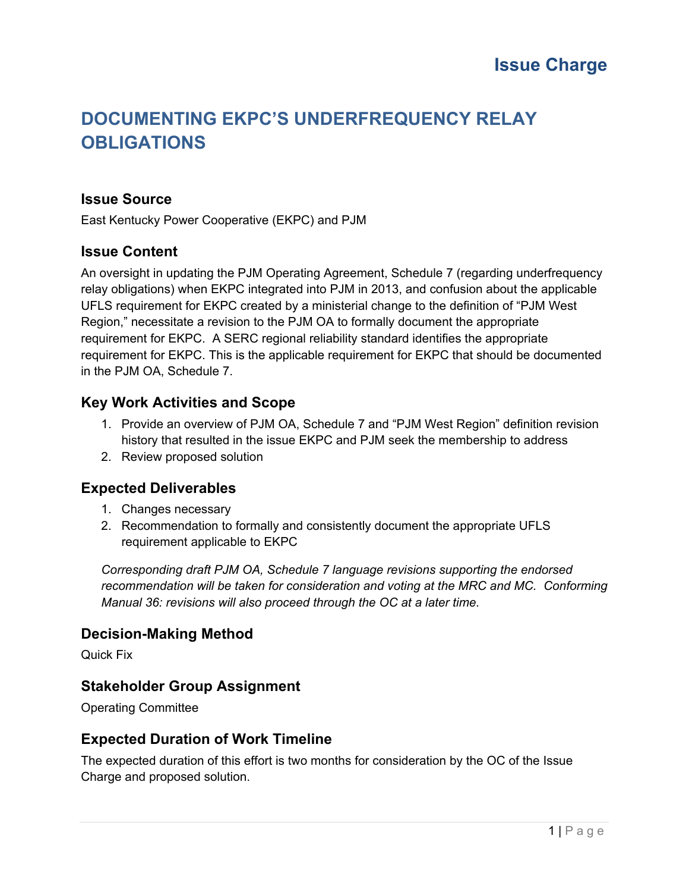# Issue Charge

# DOCUMENTING EKPC'S UNDERFREQUENCY RELAY OBLIGATIONS

## Issue Source

East Kentucky Power Cooperative (EKPC) and PJM

## Issue Content

An oversight in updating the PJM Operating Agreement, Schedule 7 (regarding underfrequency relay obligations) when EKPC integrated into PJM in 2013, and confusion about the applicable UFLS requirement for EKPC created by a ministerial change to the definition of "PJM West Region," necessitate a revision to the PJM OA to formally document the appropriate requirement for EKPC. A SERC regional reliability standard identifies the appropriate requirement for EKPC. This is the applicable requirement for EKPC that should be documented in the PJM OA, Schedule 7.

## Key Work Activities and Scope

1. Provide an overview of PJM OA, Schedule 7 and "PJM West Region" definition revision history that resulted in the issue EKPC and PJM seek the membership to address
2. Review proposed solution

## Expected Deliverables

1. Changes necessary
2. Recommendation to formally and consistently document the appropriate UFLS requirement applicable to EKPC

*Corresponding draft PJM OA, Schedule 7 language revisions supporting the endorsed recommendation will be taken for consideration and voting at the MRC and MC. Conforming Manual 36: revisions will also proceed through the OC at a later time.*

## Decision-Making Method

Quick Fix

## Stakeholder Group Assignment

Operating Committee

## Expected Duration of Work Timeline

The expected duration of this effort is two months for consideration by the OC of the Issue Charge and proposed solution.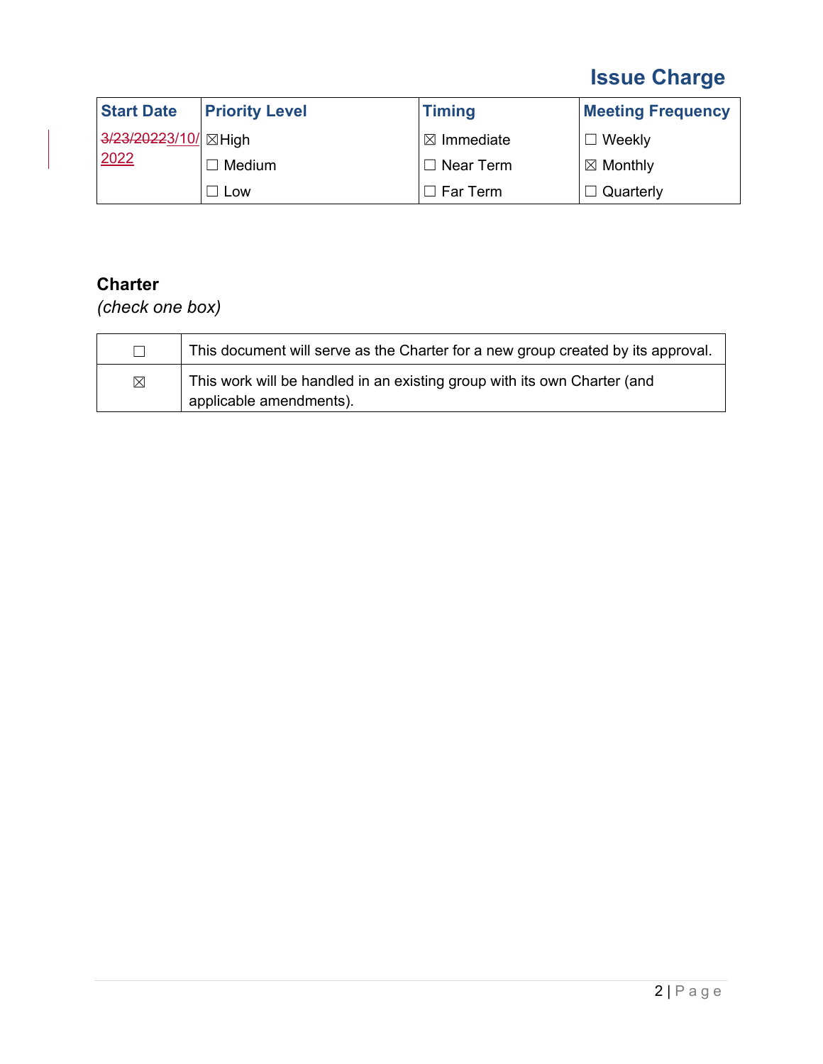## Issue Charge

| Start Date | Priority Level | Timing | Meeting Frequency |
|---|---|---|---|
| ~~3/23/2022~~3/10/2022 | ☒High<br>☐ Medium<br>☐ Low | ☒ Immediate<br>☐ Near Term<br>☐ Far Term | ☐ Weekly<br>☒ Monthly<br>☐ Quarterly |

**Charter**

*(check one box)*

| | |
|---|---|
| ☐ | This document will serve as the Charter for a new group created by its approval. |
| ☒ | This work will be handled in an existing group with its own Charter (and applicable amendments). |